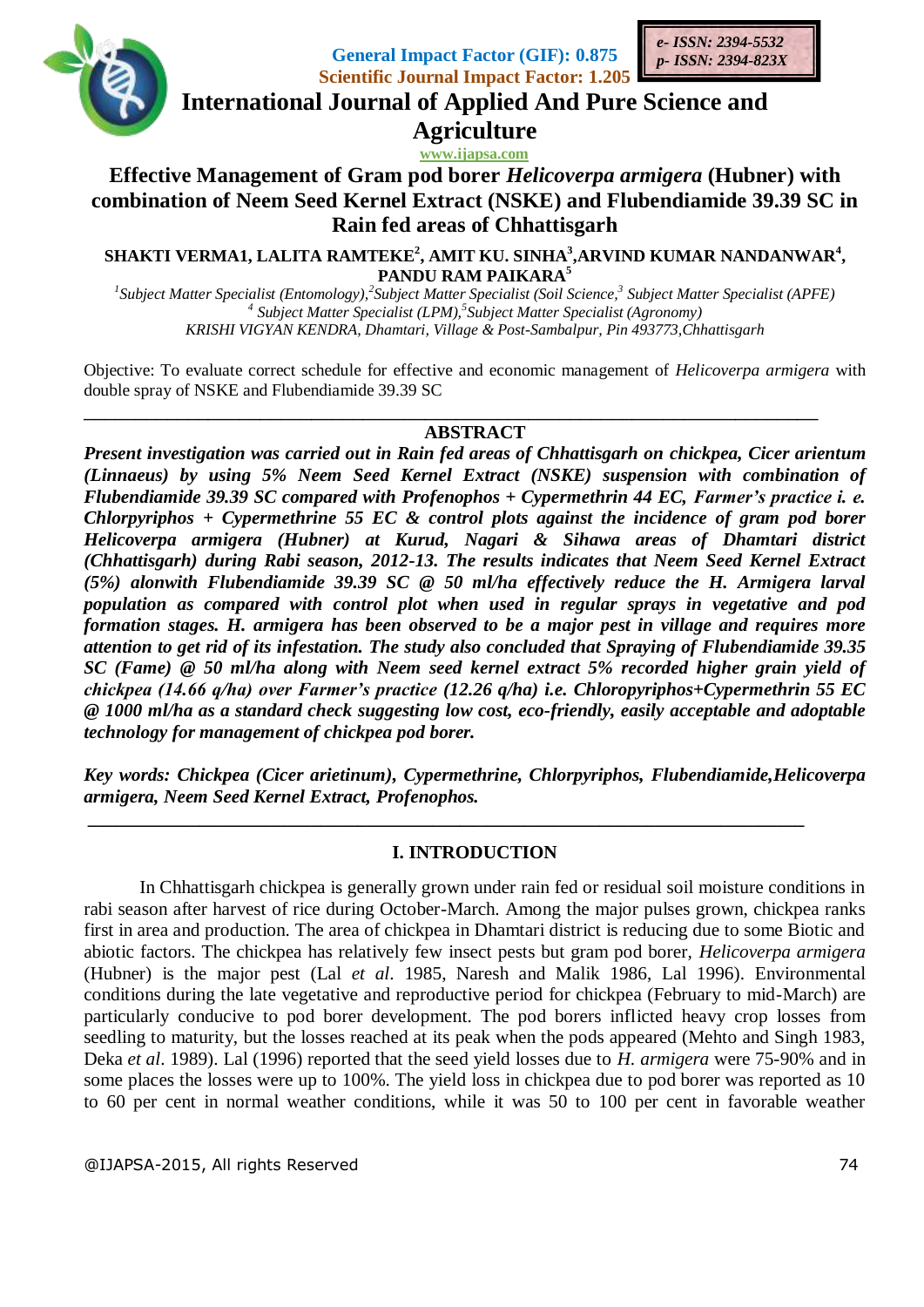General Impact Factor (GIF): 0.875
Scientific Journal Impact Factor: 1.205

e- ISSN: 2394-5532
p- ISSN: 2394-823X

# International Journal of Applied And Pure Science and Agriculture

www.ijapsa.com

## Effective Management of Gram pod borer *Helicoverpa armigera* (Hubner) with combination of Neem Seed Kernel Extract (NSKE) and Flubendiamide 39.39 SC in Rain fed areas of Chhattisgarh

**SHAKTI VERMA1, LALITA RAMTEKE[2], AMIT KU. SINHA[3],ARVIND KUMAR NANDANWAR[4], PANDU RAM PAIKARA[5]**

*[1]Subject Matter Specialist (Entomology),[2]Subject Matter Specialist (Soil Science,[3] Subject Matter Specialist (APFE)*
*[4] Subject Matter Specialist (LPM),[5]Subject Matter Specialist (Agronomy)*
*KRISHI VIGYAN KENDRA, Dhamtari, Village & Post-Sambalpur, Pin 493773,Chhattisgarh*

Objective: To evaluate correct schedule for effective and economic management of *Helicoverpa armigera* with double spray of NSKE and Flubendiamide 39.39 SC

## ABSTRACT

***Present investigation was carried out in Rain fed areas of Chhattisgarh on chickpea, Cicer arientum (Linnaeus) by using 5% Neem Seed Kernel Extract (NSKE) suspension with combination of Flubendiamide 39.39 SC compared with Profenophos + Cypermethrin 44 EC, Farmer's practice i. e. Chlorpyriphos + Cypermethrine 55 EC & control plots against the incidence of gram pod borer Helicoverpa armigera (Hubner) at Kurud, Nagari & Sihawa areas of Dhamtari district (Chhattisgarh) during Rabi season, 2012-13. The results indicates that Neem Seed Kernel Extract (5%) alonwith Flubendiamide 39.39 SC @ 50 ml/ha effectively reduce the H. Armigera larval population as compared with control plot when used in regular sprays in vegetative and pod formation stages. H. armigera has been observed to be a major pest in village and requires more attention to get rid of its infestation. The study also concluded that Spraying of Flubendiamide 39.35 SC (Fame) @ 50 ml/ha along with Neem seed kernel extract 5% recorded higher grain yield of chickpea (14.66 q/ha) over Farmer's practice (12.26 q/ha) i.e. Chloropyriphos+Cypermethrin 55 EC @ 1000 ml/ha as a standard check suggesting low cost, eco-friendly, easily acceptable and adoptable technology for management of chickpea pod borer.***

***Key words: Chickpea (Cicer arietinum), Cypermethrine, Chlorpyriphos, Flubendiamide,Helicoverpa armigera, Neem Seed Kernel Extract, Profenophos.***

## I. INTRODUCTION

In Chhattisgarh chickpea is generally grown under rain fed or residual soil moisture conditions in rabi season after harvest of rice during October-March. Among the major pulses grown, chickpea ranks first in area and production. The area of chickpea in Dhamtari district is reducing due to some Biotic and abiotic factors. The chickpea has relatively few insect pests but gram pod borer, *Helicoverpa armigera* (Hubner) is the major pest (Lal *et al*. 1985, Naresh and Malik 1986, Lal 1996). Environmental conditions during the late vegetative and reproductive period for chickpea (February to mid-March) are particularly conducive to pod borer development. The pod borers inflicted heavy crop losses from seedling to maturity, but the losses reached at its peak when the pods appeared (Mehto and Singh 1983, Deka *et al*. 1989). Lal (1996) reported that the seed yield losses due to *H. armigera* were 75-90% and in some places the losses were up to 100%. The yield loss in chickpea due to pod borer was reported as 10 to 60 per cent in normal weather conditions, while it was 50 to 100 per cent in favorable weather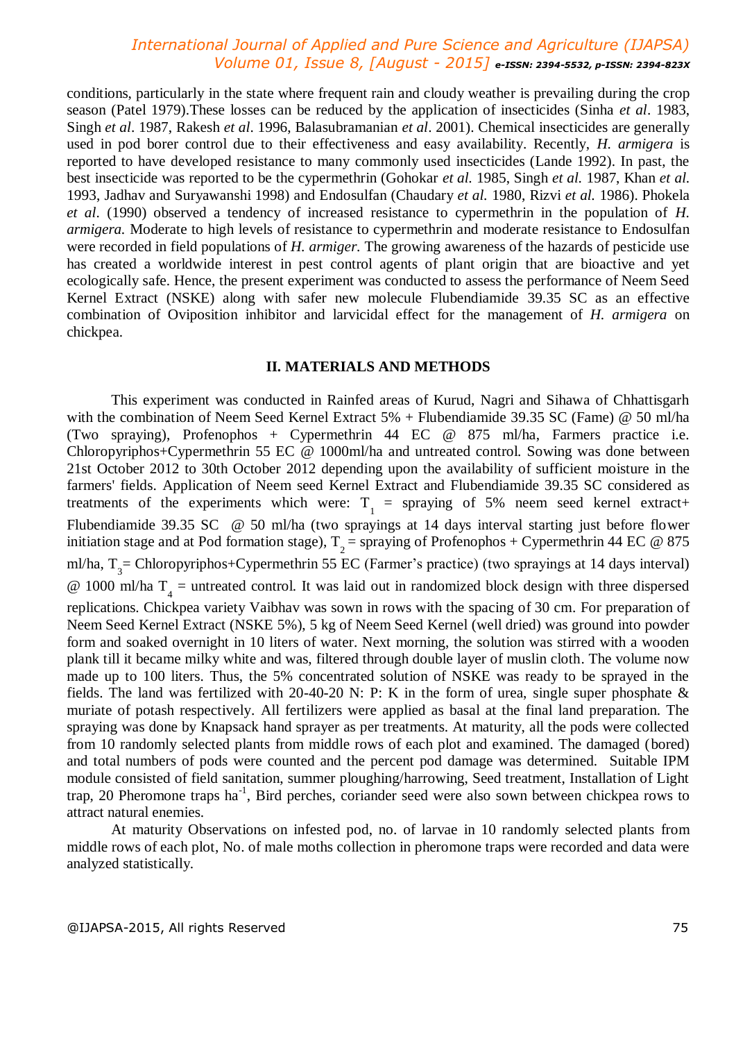conditions, particularly in the state where frequent rain and cloudy weather is prevailing during the crop season (Patel 1979).These losses can be reduced by the application of insecticides (Sinha *et al*. 1983, Singh *et al*. 1987, Rakesh *et al*. 1996, Balasubramanian *et al*. 2001). Chemical insecticides are generally used in pod borer control due to their effectiveness and easy availability. Recently, *H. armigera* is reported to have developed resistance to many commonly used insecticides (Lande 1992). In past, the best insecticide was reported to be the cypermethrin (Gohokar *et al.* 1985, Singh *et al.* 1987, Khan *et al.* 1993, Jadhav and Suryawanshi 1998) and Endosulfan (Chaudary *et al.* 1980, Rizvi *et al.* 1986). Phokela *et al*. (1990) observed a tendency of increased resistance to cypermethrin in the population of *H. armigera.* Moderate to high levels of resistance to cypermethrin and moderate resistance to Endosulfan were recorded in field populations of *H. armiger*. The growing awareness of the hazards of pesticide use has created a worldwide interest in pest control agents of plant origin that are bioactive and yet ecologically safe. Hence, the present experiment was conducted to assess the performance of Neem Seed Kernel Extract (NSKE) along with safer new molecule Flubendiamide 39.35 SC as an effective combination of Oviposition inhibitor and larvicidal effect for the management of *H. armigera* on chickpea.

## II. MATERIALS AND METHODS

This experiment was conducted in Rainfed areas of Kurud, Nagri and Sihawa of Chhattisgarh with the combination of Neem Seed Kernel Extract 5% + Flubendiamide 39.35 SC (Fame) @ 50 ml/ha (Two spraying), Profenophos + Cypermethrin 44 EC @ 875 ml/ha, Farmers practice i.e. Chloropyriphos+Cypermethrin 55 EC @ 1000ml/ha and untreated control. Sowing was done between 21st October 2012 to 30th October 2012 depending upon the availability of sufficient moisture in the farmers' fields. Application of Neem seed Kernel Extract and Flubendiamide 39.35 SC considered as treatments of the experiments which were: $T_1$ = spraying of 5% neem seed kernel extract+ Flubendiamide 39.35 SC @ 50 ml/ha (two sprayings at 14 days interval starting just before flower initiation stage and at Pod formation stage), $T_2$ = spraying of Profenophos + Cypermethrin 44 EC @ 875 ml/ha, $T_3$= Chloropyriphos+Cypermethrin 55 EC (Farmer's practice) (two sprayings at 14 days interval) @ 1000 ml/ha $T_4$ = untreated control. It was laid out in randomized block design with three dispersed replications. Chickpea variety Vaibhav was sown in rows with the spacing of 30 cm. For preparation of Neem Seed Kernel Extract (NSKE 5%), 5 kg of Neem Seed Kernel (well dried) was ground into powder form and soaked overnight in 10 liters of water. Next morning, the solution was stirred with a wooden plank till it became milky white and was, filtered through double layer of muslin cloth. The volume now made up to 100 liters. Thus, the 5% concentrated solution of NSKE was ready to be sprayed in the fields. The land was fertilized with 20-40-20 N: P: K in the form of urea, single super phosphate & muriate of potash respectively. All fertilizers were applied as basal at the final land preparation. The spraying was done by Knapsack hand sprayer as per treatments. At maturity, all the pods were collected from 10 randomly selected plants from middle rows of each plot and examined. The damaged (bored) and total numbers of pods were counted and the percent pod damage was determined. Suitable IPM module consisted of field sanitation, summer ploughing/harrowing, Seed treatment, Installation of Light trap, 20 Pheromone traps $ha^{-1}$, Bird perches, coriander seed were also sown between chickpea rows to attract natural enemies.

At maturity Observations on infested pod, no. of larvae in 10 randomly selected plants from middle rows of each plot, No. of male moths collection in pheromone traps were recorded and data were analyzed statistically.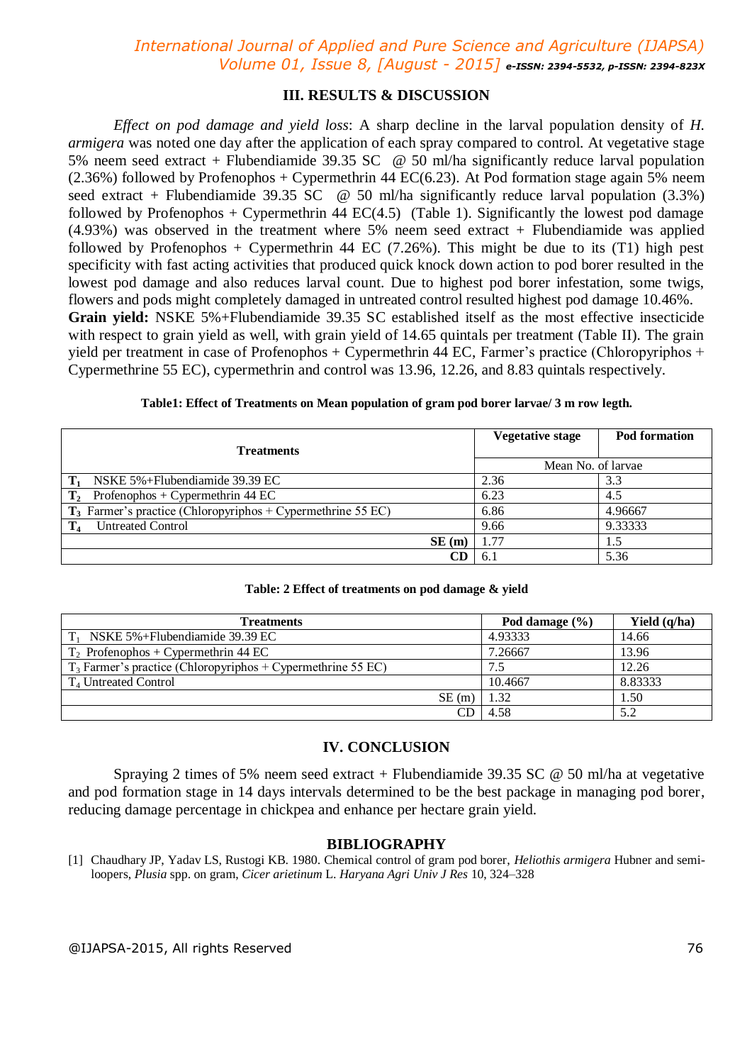## III. RESULTS & DISCUSSION

*Effect on pod damage and yield loss*: A sharp decline in the larval population density of *H. armigera* was noted one day after the application of each spray compared to control. At vegetative stage 5% neem seed extract + Flubendiamide 39.35 SC @ 50 ml/ha significantly reduce larval population (2.36%) followed by Profenophos + Cypermethrin 44 EC(6.23). At Pod formation stage again 5% neem seed extract + Flubendiamide 39.35 SC @ 50 ml/ha significantly reduce larval population (3.3%) followed by Profenophos + Cypermethrin 44 EC(4.5) (Table 1). Significantly the lowest pod damage (4.93%) was observed in the treatment where 5% neem seed extract + Flubendiamide was applied followed by Profenophos + Cypermethrin 44 EC (7.26%). This might be due to its (T1) high pest specificity with fast acting activities that produced quick knock down action to pod borer resulted in the lowest pod damage and also reduces larval count. Due to highest pod borer infestation, some twigs, flowers and pods might completely damaged in untreated control resulted highest pod damage 10.46%.

**Grain yield:** NSKE 5%+Flubendiamide 39.35 SC established itself as the most effective insecticide with respect to grain yield as well, with grain yield of 14.65 quintals per treatment (Table II). The grain yield per treatment in case of Profenophos + Cypermethrin 44 EC, Farmer's practice (Chloropyriphos + Cypermethrine 55 EC), cypermethrin and control was 13.96, 12.26, and 8.83 quintals respectively.

**Table1: Effect of Treatments on Mean population of gram pod borer larvae/ 3 m row legth.**

| Treatments | Vegetative stage | Pod formation |
|---|---|---|
| | Mean No. of larvae | |
| **$T_1$** NSKE 5%+Flubendiamide 39.39 EC | 2.36 | 3.3 |
| **$T_2$** Profenophos + Cypermethrin 44 EC | 6.23 | 4.5 |
| **$T_3$** Farmer's practice (Chloropyriphos + Cypermethrine 55 EC) | 6.86 | 4.96667 |
| **$T_4$** Untreated Control | 9.66 | 9.33333 |
| **SE (m)** | 1.77 | 1.5 |
| **CD** | 6.1 | 5.36 |

**Table: 2 Effect of treatments on pod damage & yield**

| Treatments | Pod damage (%) | Yield (q/ha) |
|---|---|---|
| $T_1$ NSKE 5%+Flubendiamide 39.39 EC | 4.93333 | 14.66 |
| $T_2$ Profenophos + Cypermethrin 44 EC | 7.26667 | 13.96 |
| $T_3$ Farmer's practice (Chloropyriphos + Cypermethrine 55 EC) | 7.5 | 12.26 |
| $T_4$ Untreated Control | 10.4667 | 8.83333 |
| SE (m) | 1.32 | 1.50 |
| CD | 4.58 | 5.2 |

## IV. CONCLUSION

Spraying 2 times of 5% neem seed extract + Flubendiamide 39.35 SC @ 50 ml/ha at vegetative and pod formation stage in 14 days intervals determined to be the best package in managing pod borer, reducing damage percentage in chickpea and enhance per hectare grain yield.

## BIBLIOGRAPHY

[1] Chaudhary JP, Yadav LS, Rustogi KB. 1980. Chemical control of gram pod borer, *Heliothis armigera* Hubner and semi-loopers, *Plusia* spp. on gram, *Cicer arietinum* L. *Haryana Agri Univ J Res* 10, 324–328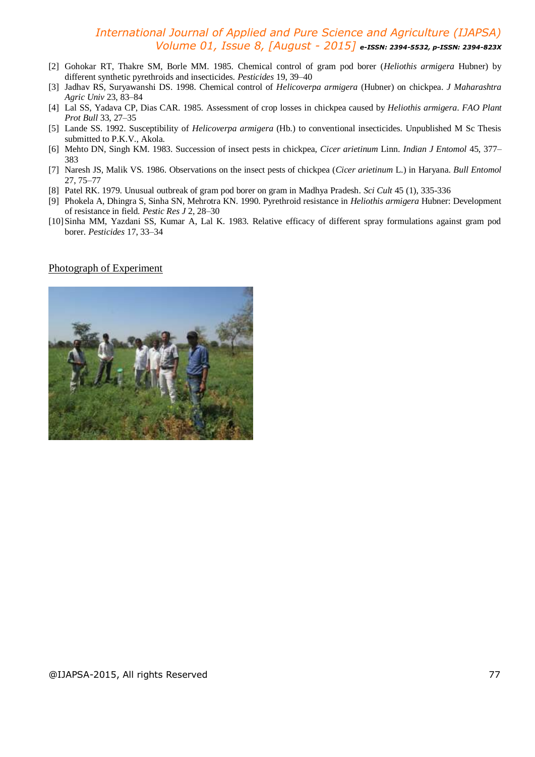[2] Gohokar RT, Thakre SM, Borle MM. 1985. Chemical control of gram pod borer (*Heliothis armigera* Hubner) by different synthetic pyrethroids and insecticides. *Pesticides* 19, 39–40

[3] Jadhav RS, Suryawanshi DS. 1998. Chemical control of *Helicoverpa armigera* (Hubner) on chickpea. *J Maharashtra Agric Univ* 23, 83–84

[4] Lal SS, Yadava CP, Dias CAR. 1985. Assessment of crop losses in chickpea caused by *Heliothis armigera*. *FAO Plant Prot Bull* 33, 27–35

[5] Lande SS. 1992. Susceptibility of *Helicoverpa armigera* (Hb.) to conventional insecticides. Unpublished M Sc Thesis submitted to P.K.V., Akola.

[6] Mehto DN, Singh KM. 1983. Succession of insect pests in chickpea, *Cicer arietinum* Linn. *Indian J Entomol* 45, 377–383

[7] Naresh JS, Malik VS. 1986. Observations on the insect pests of chickpea (*Cicer arietinum* L.) in Haryana. *Bull Entomol* 27, 75–77

[8] Patel RK. 1979. Unusual outbreak of gram pod borer on gram in Madhya Pradesh. *Sci Cult* 45 (1), 335-336

[9] Phokela A, Dhingra S, Sinha SN, Mehrotra KN. 1990. Pyrethroid resistance in *Heliothis armigera* Hubner: Development of resistance in field. *Pestic Res J* 2, 28–30

[10] Sinha MM, Yazdani SS, Kumar A, Lal K. 1983. Relative efficacy of different spray formulations against gram pod borer. *Pesticides* 17, 33–34

Photograph of Experiment